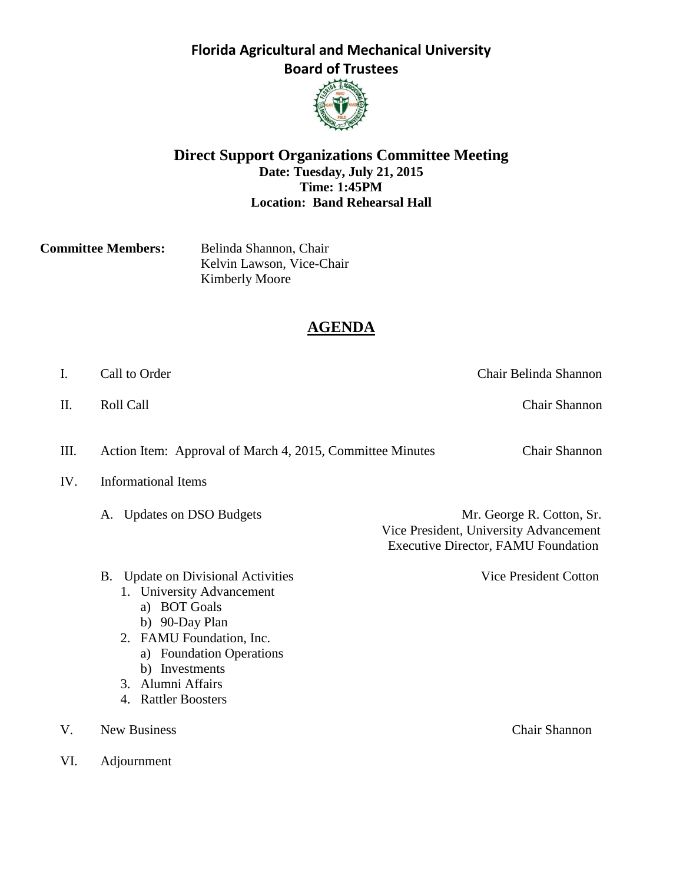# Florida Agricultural and Mechanical University
## Board of Trustees

## Direct Support Organizations Committee Meeting

**Date: Tuesday, July 21, 2015**
**Time: 1:45PM**
**Location: Band Rehearsal Hall**

**Committee Members:** Belinda Shannon, Chair
Kelvin Lawson, Vice-Chair
Kimberly Moore

## AGENDA

I. Call to Order — Chair Belinda Shannon

II. Roll Call — Chair Shannon

III. Action Item: Approval of March 4, 2015, Committee Minutes — Chair Shannon

IV. Informational Items

A. Updates on DSO Budgets — Mr. George R. Cotton, Sr., Vice President, University Advancement, Executive Director, FAMU Foundation

B. Update on Divisional Activities — Vice President Cotton

1. University Advancement
   a) BOT Goals
   b) 90-Day Plan
2. FAMU Foundation, Inc.
   a) Foundation Operations
   b) Investments
3. Alumni Affairs
4. Rattler Boosters

V. New Business — Chair Shannon

VI. Adjournment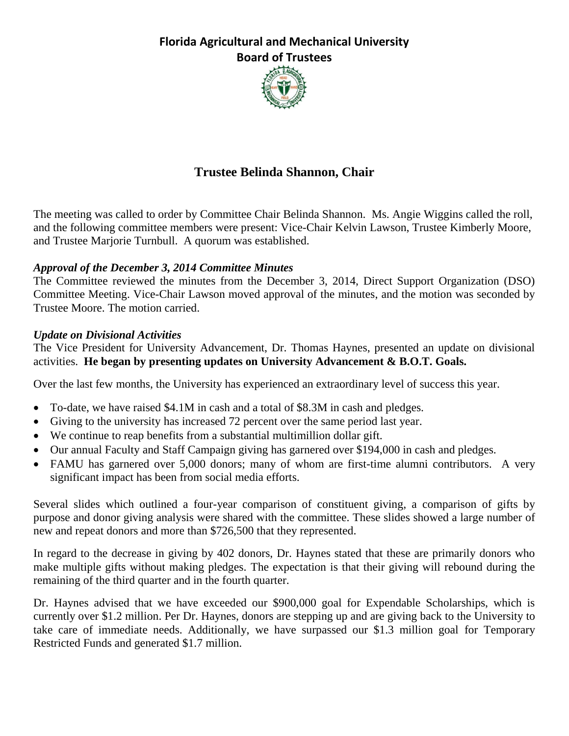# Florida Agricultural and Mechanical University
## Board of Trustees

### Trustee Belinda Shannon, Chair

The meeting was called to order by Committee Chair Belinda Shannon. Ms. Angie Wiggins called the roll, and the following committee members were present: Vice-Chair Kelvin Lawson, Trustee Kimberly Moore, and Trustee Marjorie Turnbull. A quorum was established.

***Approval of the December 3, 2014 Committee Minutes***

The Committee reviewed the minutes from the December 3, 2014, Direct Support Organization (DSO) Committee Meeting. Vice-Chair Lawson moved approval of the minutes, and the motion was seconded by Trustee Moore. The motion carried.

***Update on Divisional Activities***

The Vice President for University Advancement, Dr. Thomas Haynes, presented an update on divisional activities. **He began by presenting updates on University Advancement & B.O.T. Goals.**

Over the last few months, the University has experienced an extraordinary level of success this year.

- To-date, we have raised $4.1M in cash and a total of $8.3M in cash and pledges.
- Giving to the university has increased 72 percent over the same period last year.
- We continue to reap benefits from a substantial multimillion dollar gift.
- Our annual Faculty and Staff Campaign giving has garnered over $194,000 in cash and pledges.
- FAMU has garnered over 5,000 donors; many of whom are first-time alumni contributors. A very significant impact has been from social media efforts.

Several slides which outlined a four-year comparison of constituent giving, a comparison of gifts by purpose and donor giving analysis were shared with the committee. These slides showed a large number of new and repeat donors and more than $726,500 that they represented.

In regard to the decrease in giving by 402 donors, Dr. Haynes stated that these are primarily donors who make multiple gifts without making pledges. The expectation is that their giving will rebound during the remaining of the third quarter and in the fourth quarter.

Dr. Haynes advised that we have exceeded our $900,000 goal for Expendable Scholarships, which is currently over $1.2 million. Per Dr. Haynes, donors are stepping up and are giving back to the University to take care of immediate needs. Additionally, we have surpassed our $1.3 million goal for Temporary Restricted Funds and generated $1.7 million.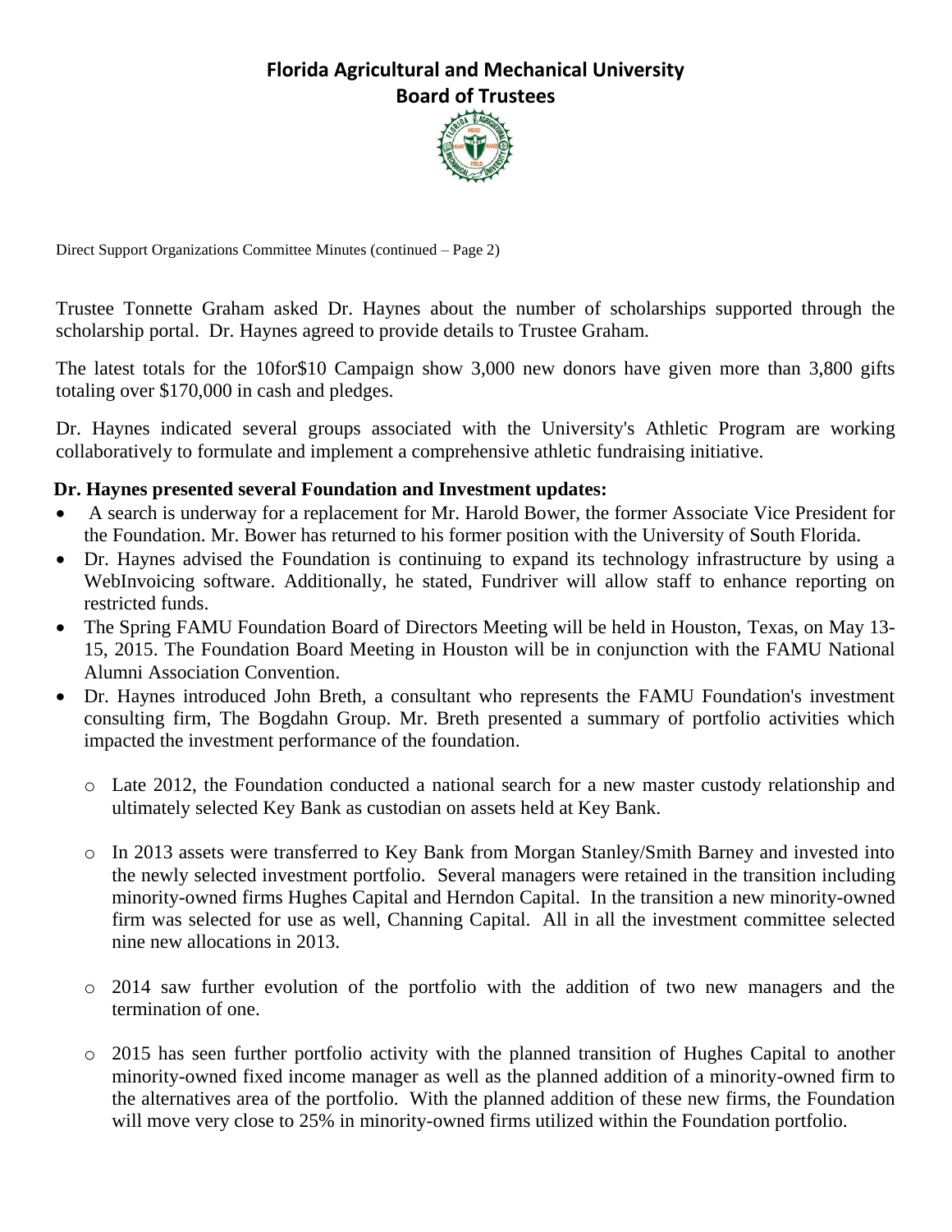Direct Support Organizations Committee Minutes (continued – Page 2)

Trustee Tonnette Graham asked Dr. Haynes about the number of scholarships supported through the scholarship portal. Dr. Haynes agreed to provide details to Trustee Graham.

The latest totals for the 10for$10 Campaign show 3,000 new donors have given more than 3,800 gifts totaling over $170,000 in cash and pledges.

Dr. Haynes indicated several groups associated with the University's Athletic Program are working collaboratively to formulate and implement a comprehensive athletic fundraising initiative.

**Dr. Haynes presented several Foundation and Investment updates:**

- A search is underway for a replacement for Mr. Harold Bower, the former Associate Vice President for the Foundation. Mr. Bower has returned to his former position with the University of South Florida.
- Dr. Haynes advised the Foundation is continuing to expand its technology infrastructure by using a WebInvoicing software. Additionally, he stated, Fundriver will allow staff to enhance reporting on restricted funds.
- The Spring FAMU Foundation Board of Directors Meeting will be held in Houston, Texas, on May 13-15, 2015. The Foundation Board Meeting in Houston will be in conjunction with the FAMU National Alumni Association Convention.
- Dr. Haynes introduced John Breth, a consultant who represents the FAMU Foundation's investment consulting firm, The Bogdahn Group. Mr. Breth presented a summary of portfolio activities which impacted the investment performance of the foundation.
  - Late 2012, the Foundation conducted a national search for a new master custody relationship and ultimately selected Key Bank as custodian on assets held at Key Bank.
  - In 2013 assets were transferred to Key Bank from Morgan Stanley/Smith Barney and invested into the newly selected investment portfolio. Several managers were retained in the transition including minority-owned firms Hughes Capital and Herndon Capital. In the transition a new minority-owned firm was selected for use as well, Channing Capital. All in all the investment committee selected nine new allocations in 2013.
  - 2014 saw further evolution of the portfolio with the addition of two new managers and the termination of one.
  - 2015 has seen further portfolio activity with the planned transition of Hughes Capital to another minority-owned fixed income manager as well as the planned addition of a minority-owned firm to the alternatives area of the portfolio. With the planned addition of these new firms, the Foundation will move very close to 25% in minority-owned firms utilized within the Foundation portfolio.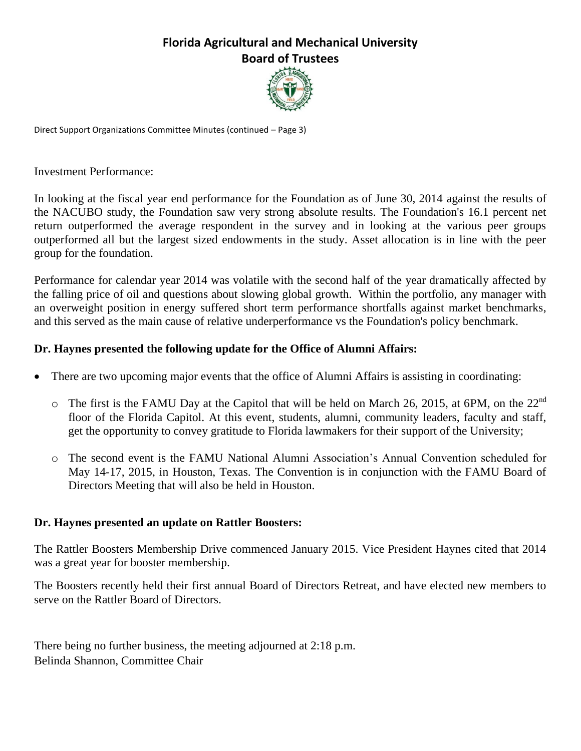Investment Performance:

In looking at the fiscal year end performance for the Foundation as of June 30, 2014 against the results of the NACUBO study, the Foundation saw very strong absolute results. The Foundation's 16.1 percent net return outperformed the average respondent in the survey and in looking at the various peer groups outperformed all but the largest sized endowments in the study. Asset allocation is in line with the peer group for the foundation.

Performance for calendar year 2014 was volatile with the second half of the year dramatically affected by the falling price of oil and questions about slowing global growth. Within the portfolio, any manager with an overweight position in energy suffered short term performance shortfalls against market benchmarks, and this served as the main cause of relative underperformance vs the Foundation's policy benchmark.

**Dr. Haynes presented the following update for the Office of Alumni Affairs:**

- There are two upcoming major events that the office of Alumni Affairs is assisting in coordinating:
  - The first is the FAMU Day at the Capitol that will be held on March 26, 2015, at 6PM, on the 22nd floor of the Florida Capitol. At this event, students, alumni, community leaders, faculty and staff, get the opportunity to convey gratitude to Florida lawmakers for their support of the University;
  - The second event is the FAMU National Alumni Association's Annual Convention scheduled for May 14-17, 2015, in Houston, Texas. The Convention is in conjunction with the FAMU Board of Directors Meeting that will also be held in Houston.

**Dr. Haynes presented an update on Rattler Boosters:**

The Rattler Boosters Membership Drive commenced January 2015. Vice President Haynes cited that 2014 was a great year for booster membership.

The Boosters recently held their first annual Board of Directors Retreat, and have elected new members to serve on the Rattler Board of Directors.

There being no further business, the meeting adjourned at 2:18 p.m.
Belinda Shannon, Committee Chair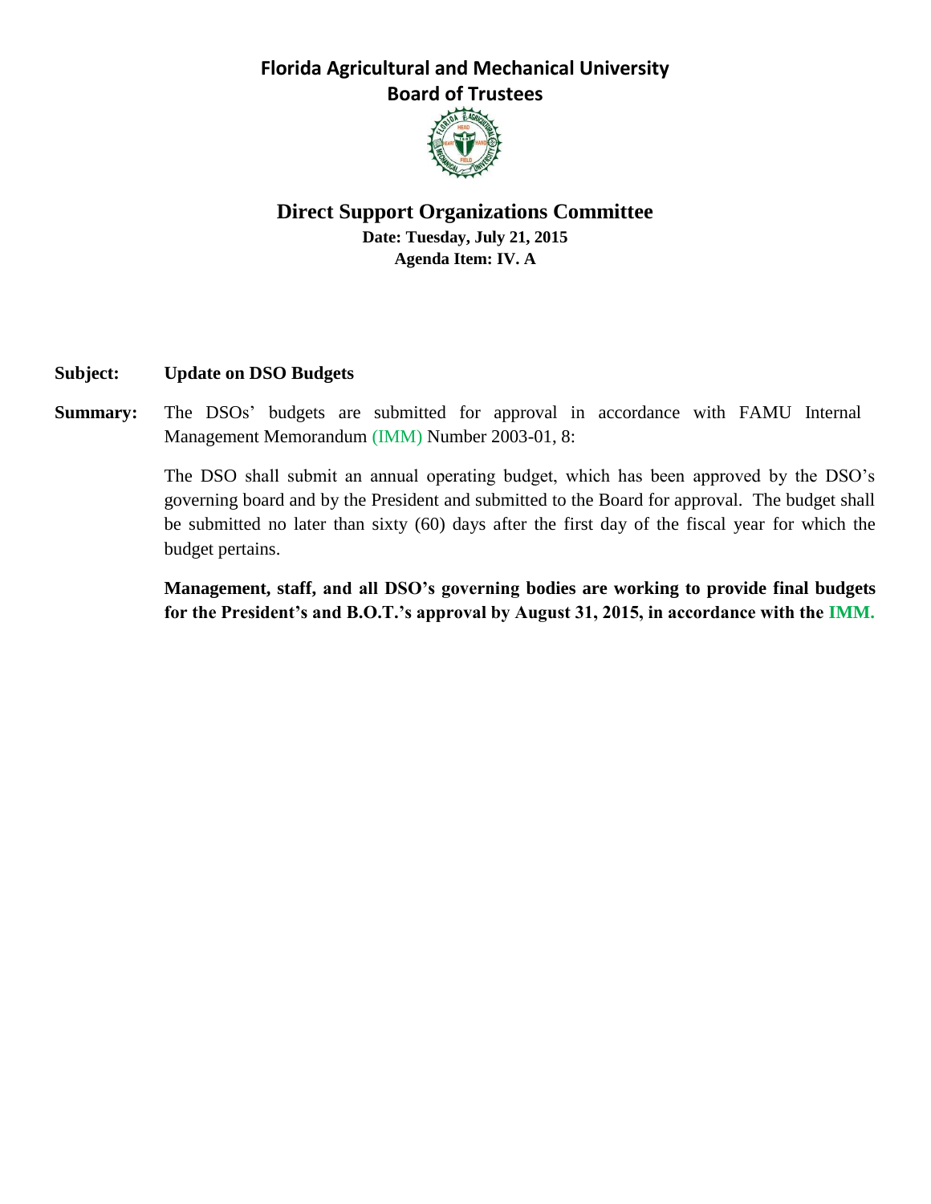# Florida Agricultural and Mechanical University
## Board of Trustees

## Direct Support Organizations Committee

**Date: Tuesday, July 21, 2015**
**Agenda Item: IV. A**

**Subject:** **Update on DSO Budgets**

**Summary:** The DSOs' budgets are submitted for approval in accordance with FAMU Internal Management Memorandum (IMM) Number 2003-01, 8:

The DSO shall submit an annual operating budget, which has been approved by the DSO's governing board and by the President and submitted to the Board for approval. The budget shall be submitted no later than sixty (60) days after the first day of the fiscal year for which the budget pertains.

**Management, staff, and all DSO's governing bodies are working to provide final budgets for the President's and B.O.T.'s approval by August 31, 2015, in accordance with the IMM.**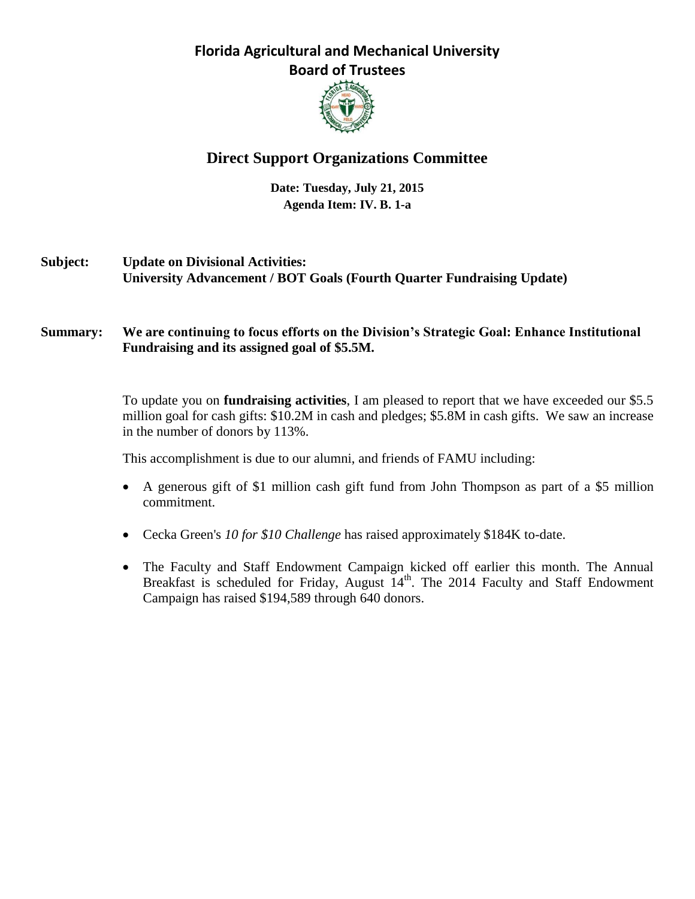# Florida Agricultural and Mechanical University
## Board of Trustees

## Direct Support Organizations Committee

**Date: Tuesday, July 21, 2015**
**Agenda Item: IV. B. 1-a**

**Subject:** **Update on Divisional Activities: University Advancement / BOT Goals (Fourth Quarter Fundraising Update)**

**Summary:** **We are continuing to focus efforts on the Division's Strategic Goal: Enhance Institutional Fundraising and its assigned goal of $5.5M.**

To update you on **fundraising activities**, I am pleased to report that we have exceeded our $5.5 million goal for cash gifts: $10.2M in cash and pledges; $5.8M in cash gifts. We saw an increase in the number of donors by 113%.

This accomplishment is due to our alumni, and friends of FAMU including:

- A generous gift of $1 million cash gift fund from John Thompson as part of a $5 million commitment.
- Cecka Green's *10 for $10 Challenge* has raised approximately $184K to-date.
- The Faculty and Staff Endowment Campaign kicked off earlier this month. The Annual Breakfast is scheduled for Friday, August 14th. The 2014 Faculty and Staff Endowment Campaign has raised $194,589 through 640 donors.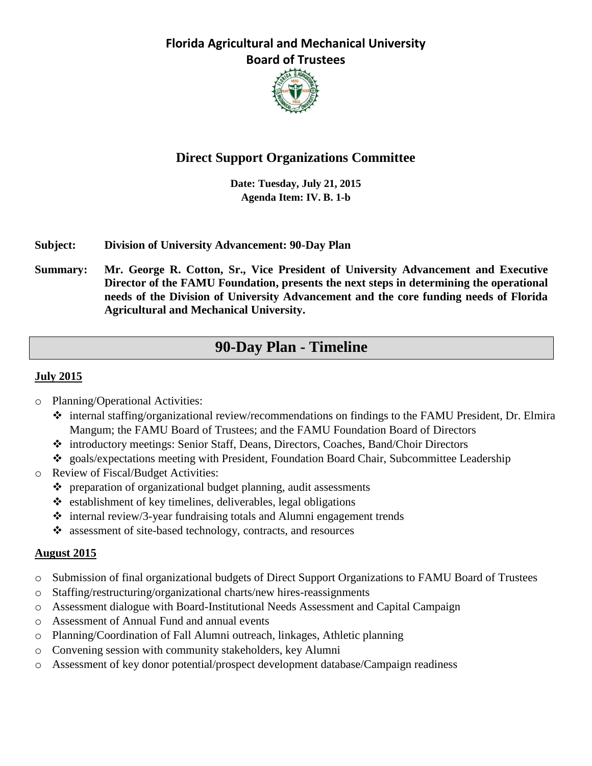**Florida Agricultural and Mechanical University**
**Board of Trustees**

## Direct Support Organizations Committee

**Date: Tuesday, July 21, 2015**
**Agenda Item: IV. B. 1-b**

**Subject:** **Division of University Advancement: 90-Day Plan**

**Summary:** **Mr. George R. Cotton, Sr., Vice President of University Advancement and Executive Director of the FAMU Foundation, presents the next steps in determining the operational needs of the Division of University Advancement and the core funding needs of Florida Agricultural and Mechanical University.**

## 90-Day Plan - Timeline

**July 2015**

- Planning/Operational Activities:
  - internal staffing/organizational review/recommendations on findings to the FAMU President, Dr. Elmira Mangum; the FAMU Board of Trustees; and the FAMU Foundation Board of Directors
  - introductory meetings: Senior Staff, Deans, Directors, Coaches, Band/Choir Directors
  - goals/expectations meeting with President, Foundation Board Chair, Subcommittee Leadership
- Review of Fiscal/Budget Activities:
  - preparation of organizational budget planning, audit assessments
  - establishment of key timelines, deliverables, legal obligations
  - internal review/3-year fundraising totals and Alumni engagement trends
  - assessment of site-based technology, contracts, and resources

**August 2015**

- Submission of final organizational budgets of Direct Support Organizations to FAMU Board of Trustees
- Staffing/restructuring/organizational charts/new hires-reassignments
- Assessment dialogue with Board-Institutional Needs Assessment and Capital Campaign
- Assessment of Annual Fund and annual events
- Planning/Coordination of Fall Alumni outreach, linkages, Athletic planning
- Convening session with community stakeholders, key Alumni
- Assessment of key donor potential/prospect development database/Campaign readiness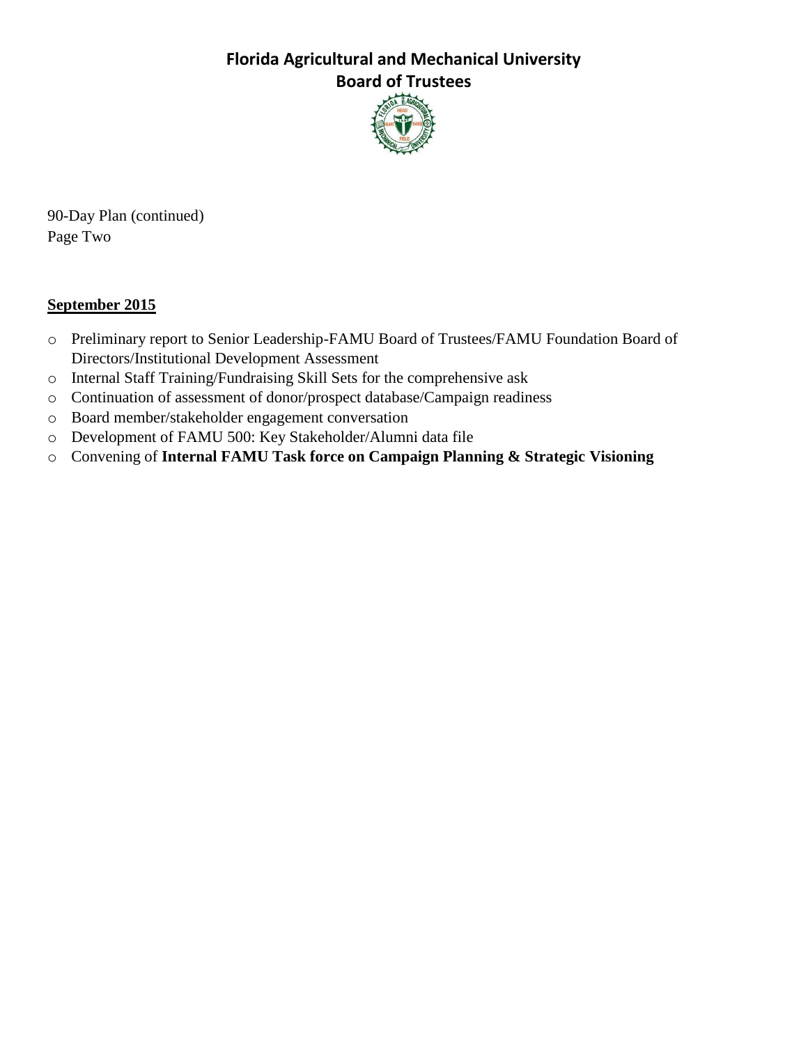# Florida Agricultural and Mechanical University
## Board of Trustees

90-Day Plan (continued)
Page Two

**September 2015**

- Preliminary report to Senior Leadership-FAMU Board of Trustees/FAMU Foundation Board of Directors/Institutional Development Assessment
- Internal Staff Training/Fundraising Skill Sets for the comprehensive ask
- Continuation of assessment of donor/prospect database/Campaign readiness
- Board member/stakeholder engagement conversation
- Development of FAMU 500: Key Stakeholder/Alumni data file
- Convening of **Internal FAMU Task force on Campaign Planning & Strategic Visioning**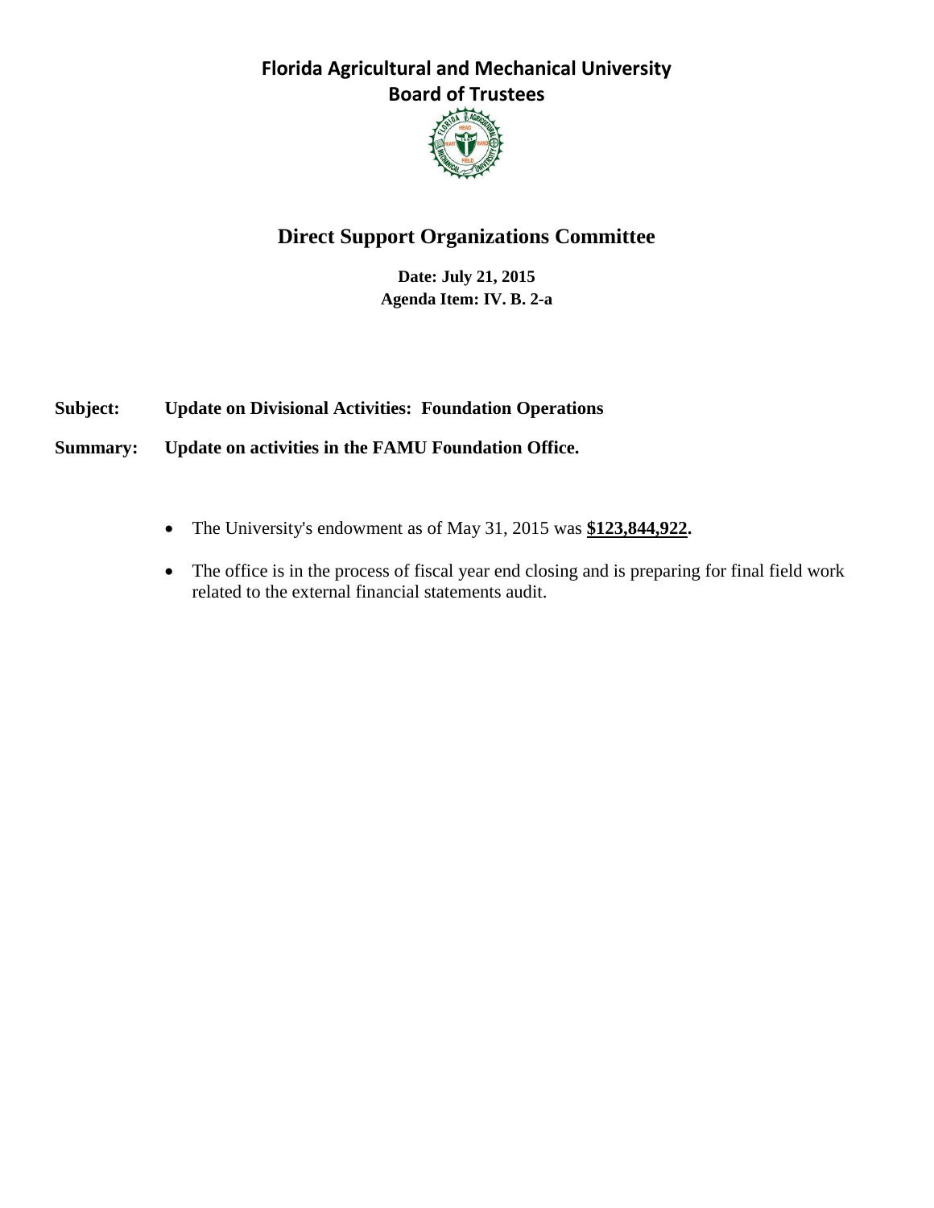# Florida Agricultural and Mechanical University
# Board of Trustees

## Direct Support Organizations Committee

**Date: July 21, 2015**
**Agenda Item: IV. B. 2-a**

**Subject:** **Update on Divisional Activities: Foundation Operations**

**Summary:** **Update on activities in the FAMU Foundation Office.**

- The University's endowment as of May 31, 2015 was **$123,844,922.**
- The office is in the process of fiscal year end closing and is preparing for final field work related to the external financial statements audit.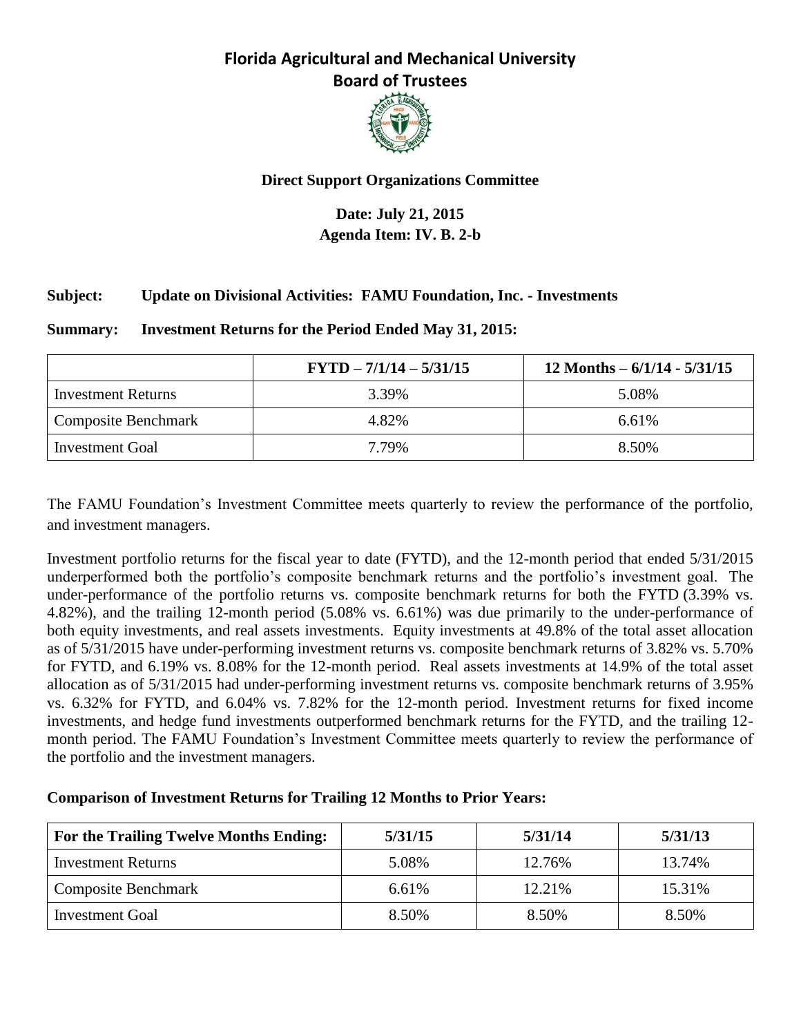# Florida Agricultural and Mechanical University
## Board of Trustees

### Direct Support Organizations Committee

**Date: July 21, 2015**
**Agenda Item: IV. B. 2-b**

**Subject:** **Update on Divisional Activities: FAMU Foundation, Inc. - Investments**

**Summary:** **Investment Returns for the Period Ended May 31, 2015:**

| | FYTD – 7/1/14 – 5/31/15 | 12 Months – 6/1/14 - 5/31/15 |
|---|---|---|
| Investment Returns | 3.39% | 5.08% |
| Composite Benchmark | 4.82% | 6.61% |
| Investment Goal | 7.79% | 8.50% |

The FAMU Foundation's Investment Committee meets quarterly to review the performance of the portfolio, and investment managers.

Investment portfolio returns for the fiscal year to date (FYTD), and the 12-month period that ended 5/31/2015 underperformed both the portfolio's composite benchmark returns and the portfolio's investment goal. The under-performance of the portfolio returns vs. composite benchmark returns for both the FYTD (3.39% vs. 4.82%), and the trailing 12-month period (5.08% vs. 6.61%) was due primarily to the under-performance of both equity investments, and real assets investments. Equity investments at 49.8% of the total asset allocation as of 5/31/2015 have under-performing investment returns vs. composite benchmark returns of 3.82% vs. 5.70% for FYTD, and 6.19% vs. 8.08% for the 12-month period. Real assets investments at 14.9% of the total asset allocation as of 5/31/2015 had under-performing investment returns vs. composite benchmark returns of 3.95% vs. 6.32% for FYTD, and 6.04% vs. 7.82% for the 12-month period. Investment returns for fixed income investments, and hedge fund investments outperformed benchmark returns for the FYTD, and the trailing 12-month period. The FAMU Foundation's Investment Committee meets quarterly to review the performance of the portfolio and the investment managers.

**Comparison of Investment Returns for Trailing 12 Months to Prior Years:**

| For the Trailing Twelve Months Ending: | 5/31/15 | 5/31/14 | 5/31/13 |
|---|---|---|---|
| Investment Returns | 5.08% | 12.76% | 13.74% |
| Composite Benchmark | 6.61% | 12.21% | 15.31% |
| Investment Goal | 8.50% | 8.50% | 8.50% |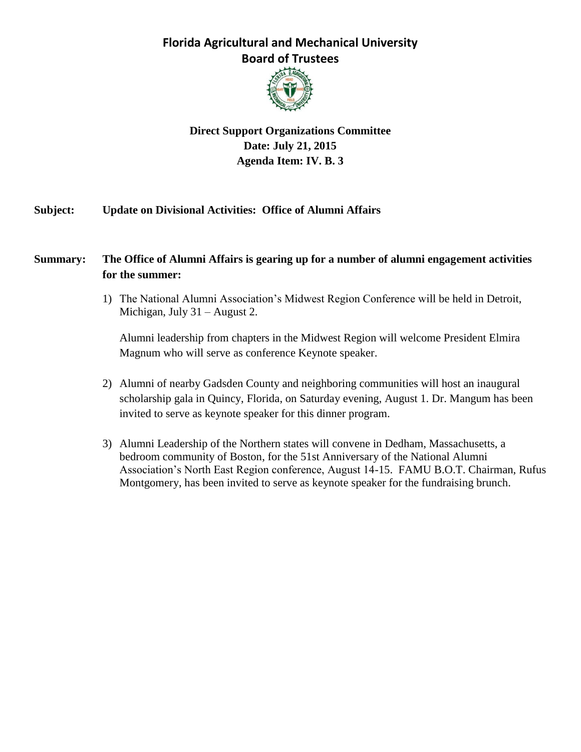# Florida Agricultural and Mechanical University
## Board of Trustees

**Direct Support Organizations Committee**
**Date: July 21, 2015**
**Agenda Item: IV. B. 3**

**Subject:** **Update on Divisional Activities: Office of Alumni Affairs**

**Summary:** **The Office of Alumni Affairs is gearing up for a number of alumni engagement activities for the summer:**

1) The National Alumni Association's Midwest Region Conference will be held in Detroit, Michigan, July 31 – August 2.

   Alumni leadership from chapters in the Midwest Region will welcome President Elmira Magnum who will serve as conference Keynote speaker.

2) Alumni of nearby Gadsden County and neighboring communities will host an inaugural scholarship gala in Quincy, Florida, on Saturday evening, August 1. Dr. Mangum has been invited to serve as keynote speaker for this dinner program.

3) Alumni Leadership of the Northern states will convene in Dedham, Massachusetts, a bedroom community of Boston, for the 51st Anniversary of the National Alumni Association's North East Region conference, August 14-15. FAMU B.O.T. Chairman, Rufus Montgomery, has been invited to serve as keynote speaker for the fundraising brunch.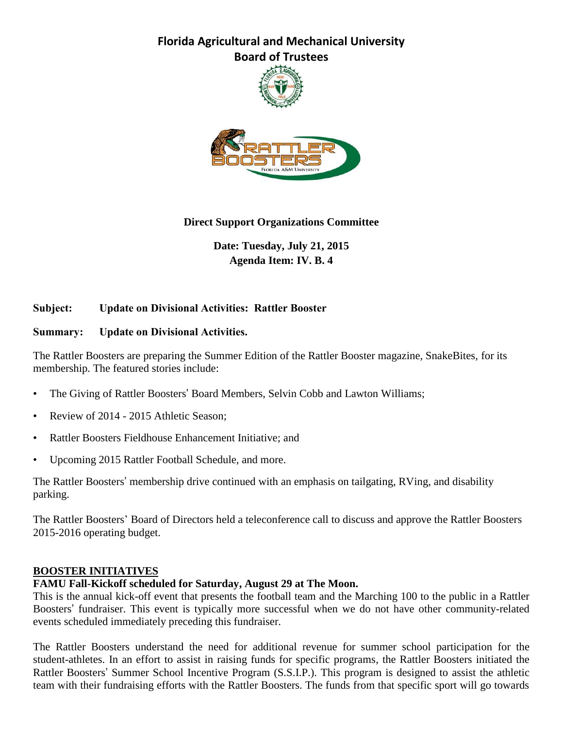# Florida Agricultural and Mechanical University
## Board of Trustees

**Direct Support Organizations Committee**

**Date: Tuesday, July 21, 2015**
**Agenda Item: IV. B. 4**

**Subject:** **Update on Divisional Activities: Rattler Booster**

**Summary:** **Update on Divisional Activities.**

The Rattler Boosters are preparing the Summer Edition of the Rattler Booster magazine, SnakeBites, for its membership. The featured stories include:

- The Giving of Rattler Boosters' Board Members, Selvin Cobb and Lawton Williams;
- Review of 2014 - 2015 Athletic Season;
- Rattler Boosters Fieldhouse Enhancement Initiative; and
- Upcoming 2015 Rattler Football Schedule, and more.

The Rattler Boosters' membership drive continued with an emphasis on tailgating, RVing, and disability parking.

The Rattler Boosters' Board of Directors held a teleconference call to discuss and approve the Rattler Boosters 2015-2016 operating budget.

**BOOSTER INITIATIVES**

**FAMU Fall-Kickoff scheduled for Saturday, August 29 at The Moon.**

This is the annual kick-off event that presents the football team and the Marching 100 to the public in a Rattler Boosters' fundraiser. This event is typically more successful when we do not have other community-related events scheduled immediately preceding this fundraiser.

The Rattler Boosters understand the need for additional revenue for summer school participation for the student-athletes. In an effort to assist in raising funds for specific programs, the Rattler Boosters initiated the Rattler Boosters' Summer School Incentive Program (S.S.I.P.). This program is designed to assist the athletic team with their fundraising efforts with the Rattler Boosters. The funds from that specific sport will go towards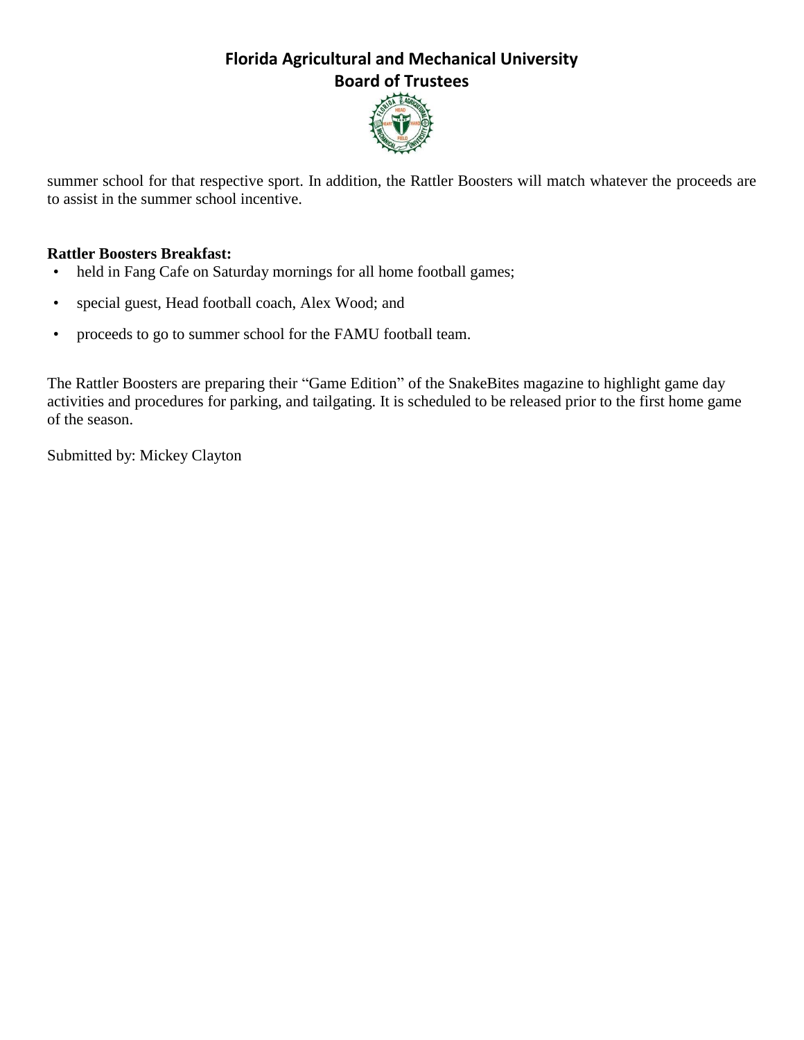summer school for that respective sport. In addition, the Rattler Boosters will match whatever the proceeds are to assist in the summer school incentive.

**Rattler Boosters Breakfast:**

- held in Fang Cafe on Saturday mornings for all home football games;
- special guest, Head football coach, Alex Wood; and
- proceeds to go to summer school for the FAMU football team.

The Rattler Boosters are preparing their "Game Edition" of the SnakeBites magazine to highlight game day activities and procedures for parking, and tailgating. It is scheduled to be released prior to the first home game of the season.

Submitted by: Mickey Clayton